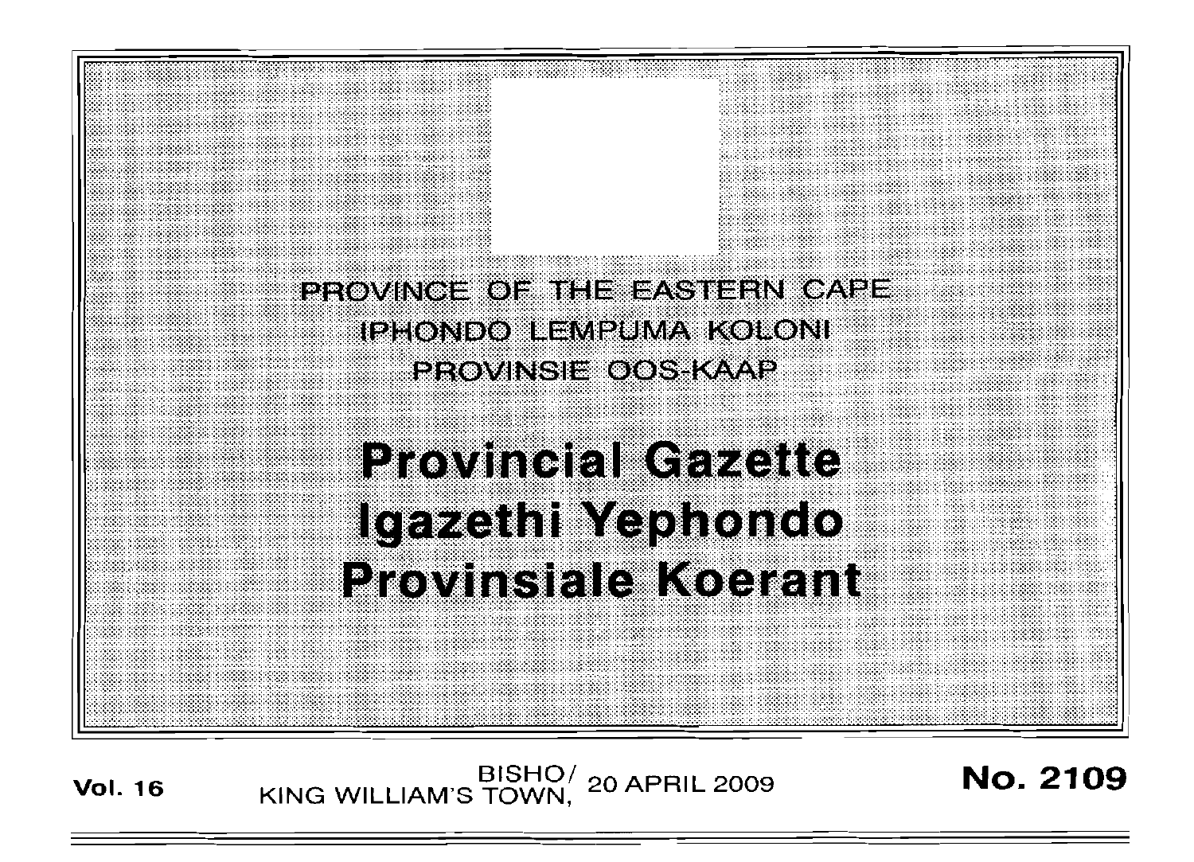PROVINCE OF THE EASTERN CAPE
IPHONDO LEMPUMA KOLONI
PROVINSIE OOS-KAAP

# Provincial Gazette
# Igazethi Yephondo
# Provinsiale Koerant

**Vol. 16** BISHO/ KING WILLIAM'S TOWN, 20 APRIL 2009 **No. 2109**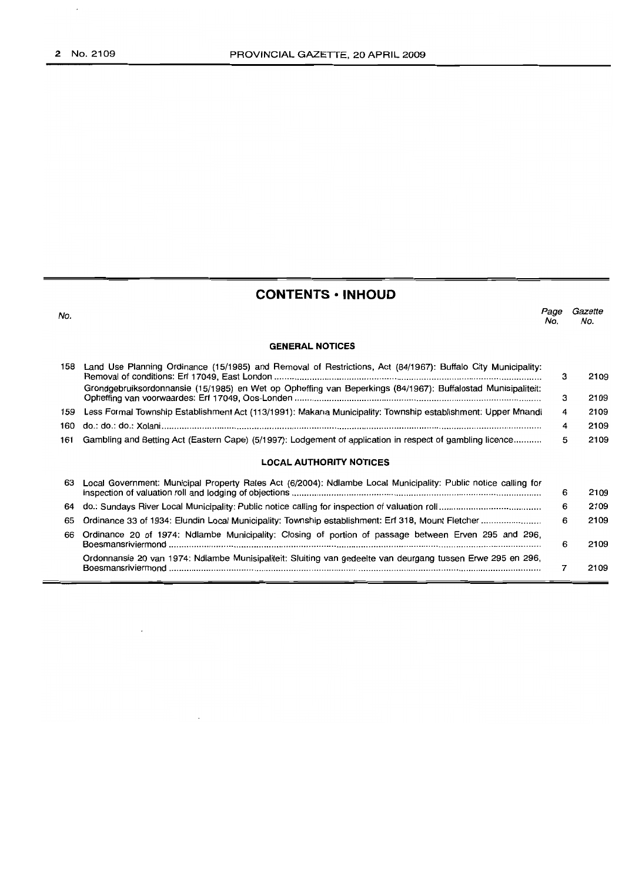## CONTENTS • INHOUD

| No. | | Page No. | Gazette No. |
|---|---|---|---|
| | **GENERAL NOTICES** | | |
| 158 | Land Use Planning Ordinance (15/1985) and Removal of Restrictions, Act (84/1967): Buffalo City Municipality: Removal of conditions: Erf 17049, East London | 3 | 2109 |
| | Grondgebruiksordonnansie (15/1985) en Wet op Opheffing van Beperkings (84/1967): Buffalostad Munisipaliteit: Opheffing van voorwaardes: Erf 17049, Oos-Londen | 3 | 2109 |
| 159 | Less Formal Township Establishment Act (113/1991): Makana Municipality: Township establishment: Upper Mnandi | 4 | 2109 |
| 160 | do.: do.: do.: Xolani | 4 | 2109 |
| 161 | Gambling and Betting Act (Eastern Cape) (5/1997): Lodgement of application in respect of gambling licence | 5 | 2109 |
| | **LOCAL AUTHORITY NOTICES** | | |
| 63 | Local Government: Municipal Property Rates Act (6/2004): Ndlambe Local Municipality: Public notice calling for inspection of valuation roll and lodging of objections | 6 | 2109 |
| 64 | do.: Sundays River Local Municipality: Public notice calling for inspection of valuation roll | 6 | 2109 |
| 65 | Ordinance 33 of 1934: Elundin Local Municipality: Township establishment: Erf 318, Mount Fletcher | 6 | 2109 |
| 66 | Ordinance 20 of 1974: Ndlambe Municipality: Closing of portion of passage between Erven 295 and 296, Boesmansriviermond | 6 | 2109 |
| | Ordonnansie 20 van 1974: Ndlambe Munisipaliteit: Sluiting van gedeelte van deurgang tussen Erwe 295 en 296, Boesmansriviermond | 7 | 2109 |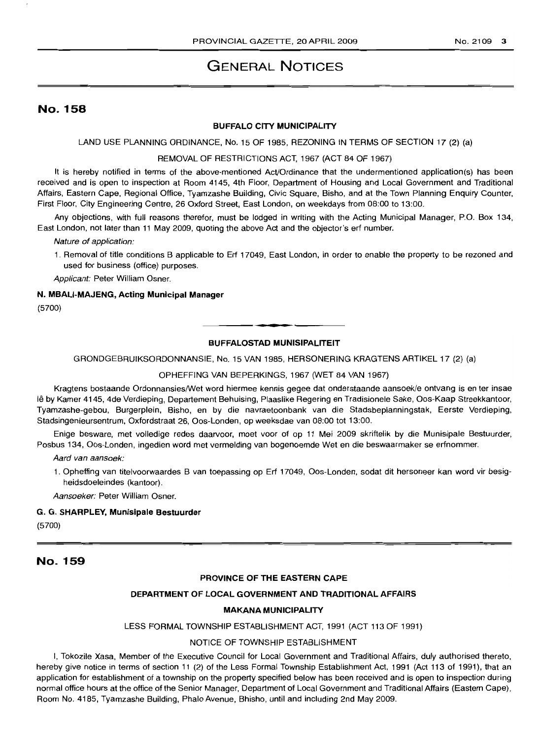# GENERAL NOTICES

## No. 158

### BUFFALO CITY MUNICIPALITY

LAND USE PLANNING ORDINANCE, No. 15 OF 1985, REZONING IN TERMS OF SECTION 17 (2) (a)

REMOVAL OF RESTRICTIONS ACT, 1967 (ACT 84 OF 1967)

It is hereby notified in terms of the above-mentioned Act/Ordinance that the undermentioned application(s) has been received and is open to inspection at Room 4145, 4th Floor, Department of Housing and Local Government and Traditional Affairs, Eastern Cape, Regional Office, Tyamzashe Building, Civic Square, Bisho, and at the Town Planning Enquiry Counter, First Floor, City Engineering Centre, 26 Oxford Street, East London, on weekdays from 08:00 to 13:00.

Any objections, with full reasons therefor, must be lodged in writing with the Acting Municipal Manager, P.O. Box 134, East London, not later than 11 May 2009, quoting the above Act and the objector's erf number.

*Nature of application:*

1. Removal of title conditions B applicable to Erf 17049, East London, in order to enable the property to be rezoned and used for business (office) purposes.

*Applicant:* Peter William Osner.

**N. MBALI-MAJENG, Acting Municipal Manager**

(5700)

---

### BUFFALOSTAD MUNISIPALITEIT

GRONDGEBRUIKSORDONNANSIE, No. 15 VAN 1985, HERSONERING KRAGTENS ARTIKEL 17 (2) (a)

OPHEFFING VAN BEPERKINGS, 1967 (WET 84 VAN 1967)

Kragtens bostaande Ordonnansies/Wet word hiermee kennis gegee dat onderstaande aansoek/e ontvang is en ter insae lê by Kamer 4145, 4de Verdieping, Departement Behuising, Plaaslike Regering en Tradisionele Sake, Oos-Kaap Streekkantoor, Tyamzashe-gebou, Burgerplein, Bisho, en by die navraetoonbank van die Stadsbeplanningstak, Eerste Verdieping, Stadsingenieursentrum, Oxfordstraat 26, Oos-Londen, op weeksdae van 08:00 tot 13:00.

Enige besware, met volledige redes daarvoor, moet voor of op 11 Mei 2009 skriftelik by die Munisipale Bestuurder, Posbus 134, Oos-Londen, ingedien word met vermelding van bogenoemde Wet en die beswaarmaker se erfnommer.

*Aard van aansoek:*

1. Opheffing van titelvoorwaardes B van toepassing op Erf 17049, Oos-Londen, sodat dit hersoneer kan word vir besigheidsdoeleindes (kantoor).

*Aansoeker:* Peter William Osner.

**G. G. SHARPLEY, Munisipale Bestuurder**

(5700)

---

## No. 159

### PROVINCE OF THE EASTERN CAPE

### DEPARTMENT OF LOCAL GOVERNMENT AND TRADITIONAL AFFAIRS

### MAKANA MUNICIPALITY

LESS FORMAL TOWNSHIP ESTABLISHMENT ACT, 1991 (ACT 113 OF 1991)

NOTICE OF TOWNSHIP ESTABLISHMENT

I, Tokozile Xasa, Member of the Executive Council for Local Government and Traditional Affairs, duly authorised thereto, hereby give notice in terms of section 11 (2) of the Less Formal Township Establishment Act, 1991 (Act 113 of 1991), that an application for establishment of a township on the property specified below has been received and is open to inspection during normal office hours at the office of the Senior Manager, Department of Local Government and Traditional Affairs (Eastern Cape), Room No. 4185, Tyamzashe Building, Phalo Avenue, Bhisho, until and including 2nd May 2009.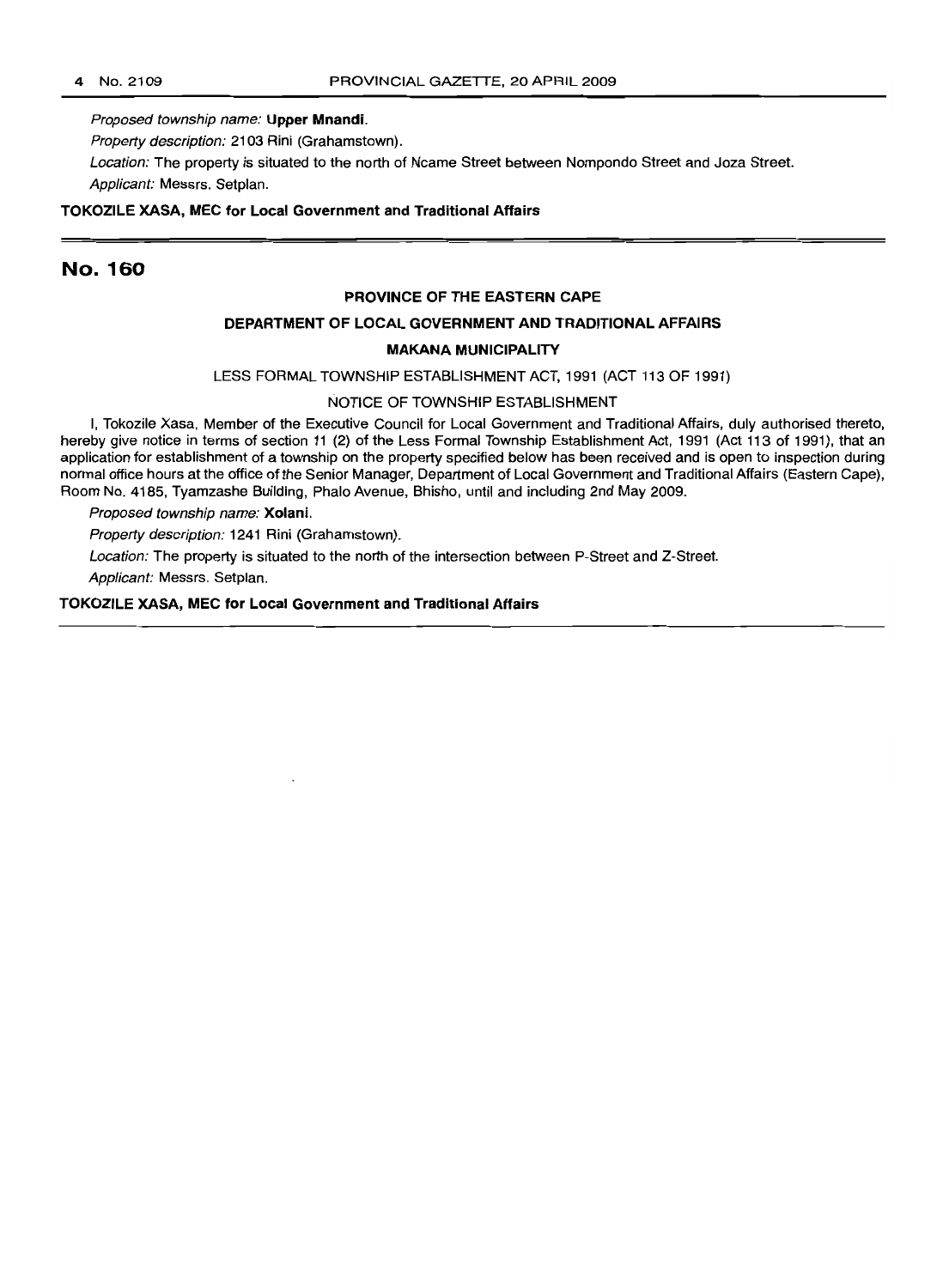*Proposed township name:* **Upper Mnandi**.

*Property description:* 2103 Rini (Grahamstown).

*Location:* The property is situated to the north of Ncame Street between Nompondo Street and Joza Street.

*Applicant:* Messrs. Setplan.

**TOKOZILE XASA, MEC for Local Government and Traditional Affairs**

## No. 160

**PROVINCE OF THE EASTERN CAPE**

**DEPARTMENT OF LOCAL GOVERNMENT AND TRADITIONAL AFFAIRS**

**MAKANA MUNICIPALITY**

LESS FORMAL TOWNSHIP ESTABLISHMENT ACT, 1991 (ACT 113 OF 1991)

NOTICE OF TOWNSHIP ESTABLISHMENT

I, Tokozile Xasa, Member of the Executive Council for Local Government and Traditional Affairs, duly authorised thereto, hereby give notice in terms of section 11 (2) of the Less Formal Township Establishment Act, 1991 (Act 113 of 1991), that an application for establishment of a township on the property specified below has been received and is open to inspection during normal office hours at the office of the Senior Manager, Department of Local Government and Traditional Affairs (Eastern Cape), Room No. 4185, Tyamzashe Building, Phalo Avenue, Bhisho, until and including 2nd May 2009.

*Proposed township name:* **Xolani**.

*Property description:* 1241 Rini (Grahamstown).

*Location:* The property is situated to the north of the intersection between P-Street and Z-Street.

*Applicant:* Messrs. Setplan.

**TOKOZILE XASA, MEC for Local Government and Traditional Affairs**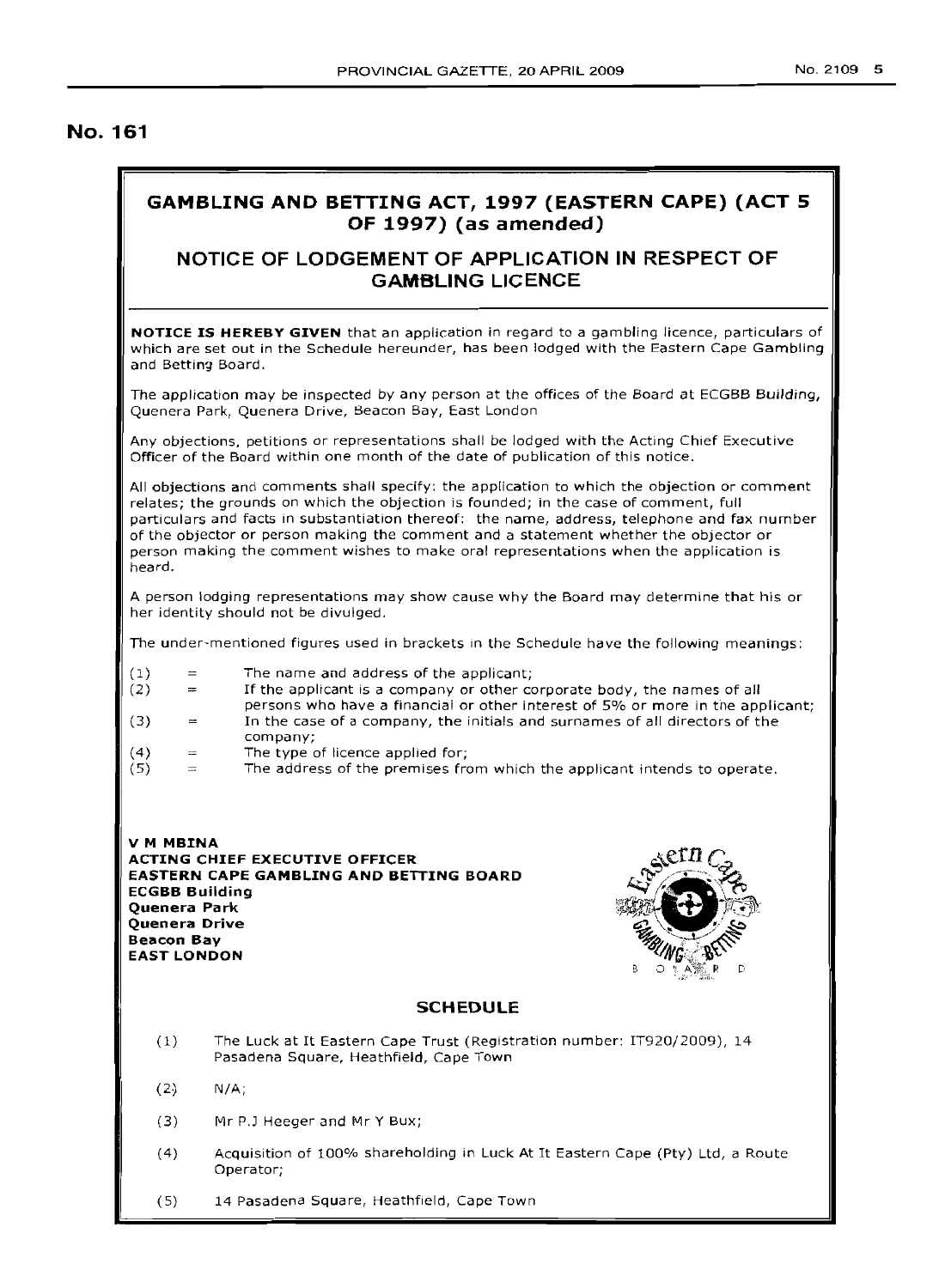# No. 161

## GAMBLING AND BETTING ACT, 1997 (EASTERN CAPE) (ACT 5 OF 1997) (as amended)

## NOTICE OF LODGEMENT OF APPLICATION IN RESPECT OF GAMBLING LICENCE

**NOTICE IS HEREBY GIVEN** that an application in regard to a gambling licence, particulars of which are set out in the Schedule hereunder, has been lodged with the Eastern Cape Gambling and Betting Board.

The application may be inspected by any person at the offices of the Board at ECGBB Building, Quenera Park, Quenera Drive, Beacon Bay, East London

Any objections, petitions or representations shall be lodged with the Acting Chief Executive Officer of the Board within one month of the date of publication of this notice.

All objections and comments shall specify: the application to which the objection or comment relates; the grounds on which the objection is founded; in the case of comment, full particulars and facts in substantiation thereof: the name, address, telephone and fax number of the objector or person making the comment and a statement whether the objector or person making the comment wishes to make oral representations when the application is heard.

A person lodging representations may show cause why the Board may determine that his or her identity should not be divulged.

The under-mentioned figures used in brackets in the Schedule have the following meanings:

(1) = The name and address of the applicant;
(2) = If the applicant is a company or other corporate body, the names of all persons who have a financial or other interest of 5% or more in the applicant;
(3) = In the case of a company, the initials and surnames of all directors of the company;
(4) = The type of licence applied for;
(5) = The address of the premises from which the applicant intends to operate.

**V M MBINA**
**ACTING CHIEF EXECUTIVE OFFICER**
**EASTERN CAPE GAMBLING AND BETTING BOARD**
**ECGBB Building**
**Quenera Park**
**Quenera Drive**
**Beacon Bay**
**EAST LONDON**

### SCHEDULE

(1) The Luck at It Eastern Cape Trust (Registration number: IT920/2009), 14 Pasadena Square, Heathfield, Cape Town

(2) N/A;

(3) Mr P.J Heeger and Mr Y Bux;

(4) Acquisition of 100% shareholding in Luck At It Eastern Cape (Pty) Ltd, a Route Operator;

(5) 14 Pasadena Square, Heathfield, Cape Town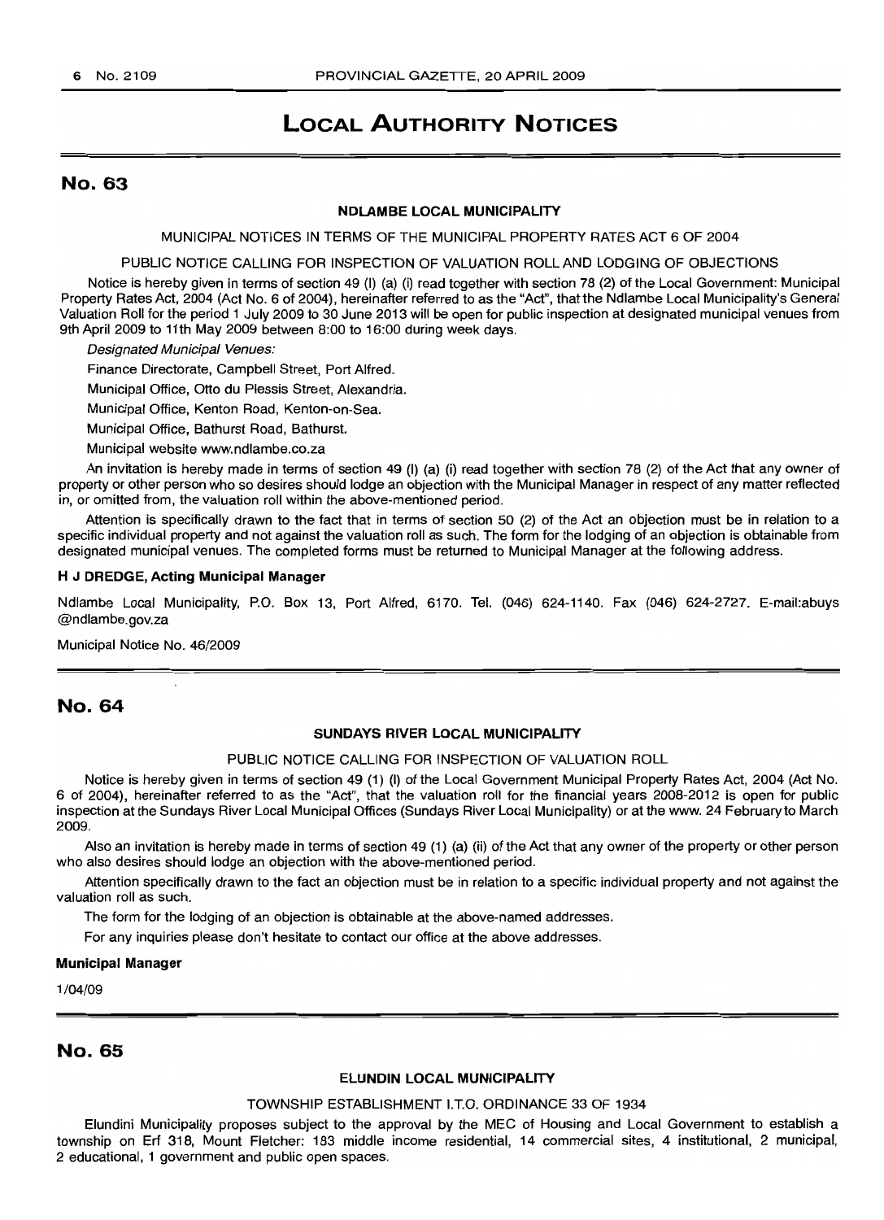# LOCAL AUTHORITY NOTICES

## No. 63

**NDLAMBE LOCAL MUNICIPALITY**

MUNICIPAL NOTICES IN TERMS OF THE MUNICIPAL PROPERTY RATES ACT 6 OF 2004

PUBLIC NOTICE CALLING FOR INSPECTION OF VALUATION ROLL AND LODGING OF OBJECTIONS

Notice is hereby given in terms of section 49 (I) (a) (i) read together with section 78 (2) of the Local Government: Municipal Property Rates Act, 2004 (Act No. 6 of 2004), hereinafter referred to as the "Act", that the Ndlambe Local Municipality's General Valuation Roll for the period 1 July 2009 to 30 June 2013 will be open for public inspection at designated municipal venues from 9th April 2009 to 11th May 2009 between 8:00 to 16:00 during week days.

*Designated Municipal Venues:*

Finance Directorate, Campbell Street, Port Alfred.

Municipal Office, Otto du Plessis Street, Alexandria.

Municipal Office, Kenton Road, Kenton-on-Sea.

Municipal Office, Bathurst Road, Bathurst.

Municipal website www.ndlambe.co.za

An invitation is hereby made in terms of section 49 (I) (a) (i) read together with section 78 (2) of the Act that any owner of property or other person who so desires should lodge an objection with the Municipal Manager in respect of any matter reflected in, or omitted from, the valuation roll within the above-mentioned period.

Attention is specifically drawn to the fact that in terms of section 50 (2) of the Act an objection must be in relation to a specific individual property and not against the valuation roll as such. The form for the lodging of an objection is obtainable from designated municipal venues. The completed forms must be returned to Municipal Manager at the following address.

**H J DREDGE, Acting Municipal Manager**

Ndlambe Local Municipality, P.O. Box 13, Port Alfred, 6170. Tel. (046) 624-1140. Fax (046) 624-2727. E-mail:abuys @ndlambe.gov.za

Municipal Notice No. 46/2009

## No. 64

**SUNDAYS RIVER LOCAL MUNICIPALITY**

PUBLIC NOTICE CALLING FOR INSPECTION OF VALUATION ROLL

Notice is hereby given in terms of section 49 (1) (I) of the Local Government Municipal Property Rates Act, 2004 (Act No. 6 of 2004), hereinafter referred to as the "Act", that the valuation roll for the financial years 2008-2012 is open for public inspection at the Sundays River Local Municipal Offices (Sundays River Local Municipality) or at the www. 24 February to March 2009.

Also an invitation is hereby made in terms of section 49 (1) (a) (ii) of the Act that any owner of the property or other person who also desires should lodge an objection with the above-mentioned period.

Attention specifically drawn to the fact an objection must be in relation to a specific individual property and not against the valuation roll as such.

The form for the lodging of an objection is obtainable at the above-named addresses.

For any inquiries please don't hesitate to contact our office at the above addresses.

**Municipal Manager**

1/04/09

## No. 65

**ELUNDIN LOCAL MUNICIPALITY**

TOWNSHIP ESTABLISHMENT I.T.O. ORDINANCE 33 OF 1934

Elundini Municipality proposes subject to the approval by the MEC of Housing and Local Government to establish a township on Erf 318, Mount Fletcher: 183 middle income residential, 14 commercial sites, 4 institutional, 2 municipal, 2 educational, 1 government and public open spaces.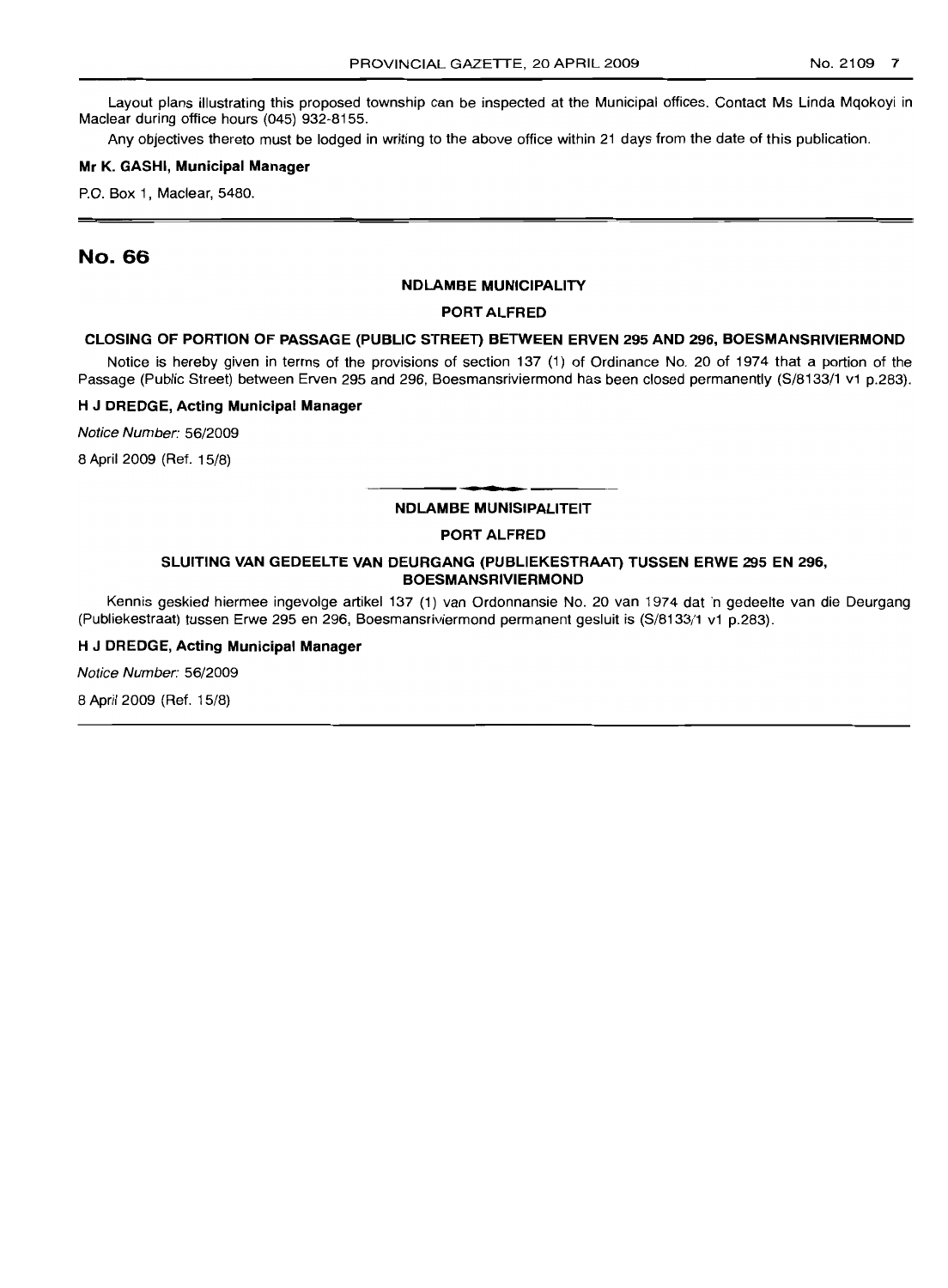Layout plans illustrating this proposed township can be inspected at the Municipal offices. Contact Ms Linda Mqokoyi in Maclear during office hours (045) 932-8155.

Any objectives thereto must be lodged in writing to the above office within 21 days from the date of this publication.

**Mr K. GASHI, Municipal Manager**

P.O. Box 1, Maclear, 5480.

## No. 66

**NDLAMBE MUNICIPALITY**

**PORT ALFRED**

**CLOSING OF PORTION OF PASSAGE (PUBLIC STREET) BETWEEN ERVEN 295 AND 296, BOESMANSRIVIERMOND**

Notice is hereby given in terms of the provisions of section 137 (1) of Ordinance No. 20 of 1974 that a portion of the Passage (Public Street) between Erven 295 and 296, Boesmansriviermond has been closed permanently (S/8133/1 v1 p.283).

**H J DREDGE, Acting Municipal Manager**

*Notice Number:* 56/2009

8 April 2009 (Ref. 15/8)

**NDLAMBE MUNISIPALITEIT**

**PORT ALFRED**

**SLUITING VAN GEDEELTE VAN DEURGANG (PUBLIEKESTRAAT) TUSSEN ERWE 295 EN 296, BOESMANSRIVIERMOND**

Kennis geskied hiermee ingevolge artikel 137 (1) van Ordonnansie No. 20 van 1974 dat 'n gedeelte van die Deurgang (Publiekestraat) tussen Erwe 295 en 296, Boesmansriviermond permanent gesluit is (S/8133/1 v1 p.283).

**H J DREDGE, Acting Municipal Manager**

*Notice Number:* 56/2009

8 April 2009 (Ref. 15/8)